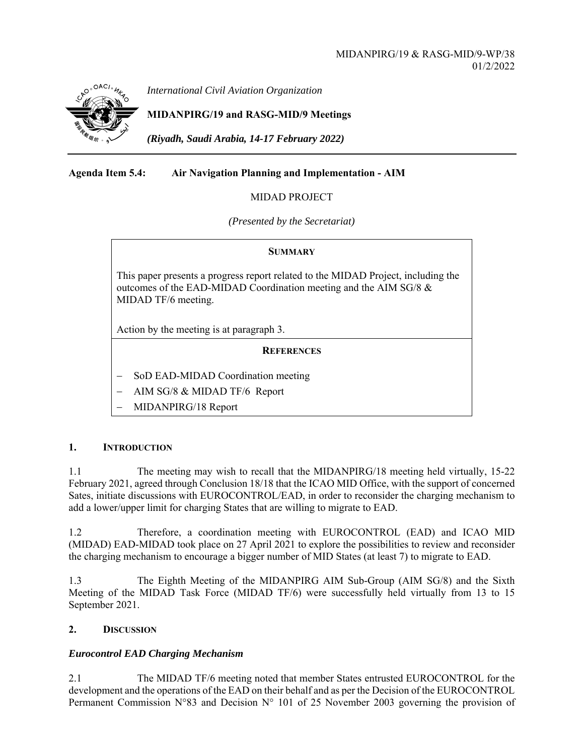MIDANPIRG/19 & RASG-MID/9-WP/38
01/2/2022

*International Civil Aviation Organization*

**MIDANPIRG/19 and RASG-MID/9 Meetings**

***(Riyadh, Saudi Arabia, 14-17 February 2022)***

**Agenda Item 5.4: Air Navigation Planning and Implementation - AIM**

MIDAD PROJECT

*(Presented by the Secretariat)*

**SUMMARY**

This paper presents a progress report related to the MIDAD Project, including the outcomes of the EAD-MIDAD Coordination meeting and the AIM SG/8 & MIDAD TF/6 meeting.

Action by the meeting is at paragraph 3.

**REFERENCES**

- SoD EAD-MIDAD Coordination meeting
- AIM SG/8 & MIDAD TF/6 Report
- MIDANPIRG/18 Report

## 1. INTRODUCTION

1.1 The meeting may wish to recall that the MIDANPIRG/18 meeting held virtually, 15-22 February 2021, agreed through Conclusion 18/18 that the ICAO MID Office, with the support of concerned Sates, initiate discussions with EUROCONTROL/EAD, in order to reconsider the charging mechanism to add a lower/upper limit for charging States that are willing to migrate to EAD.

1.2 Therefore, a coordination meeting with EUROCONTROL (EAD) and ICAO MID (MIDAD) EAD-MIDAD took place on 27 April 2021 to explore the possibilities to review and reconsider the charging mechanism to encourage a bigger number of MID States (at least 7) to migrate to EAD.

1.3 The Eighth Meeting of the MIDANPIRG AIM Sub-Group (AIM SG/8) and the Sixth Meeting of the MIDAD Task Force (MIDAD TF/6) were successfully held virtually from 13 to 15 September 2021.

## 2. DISCUSSION

### *Eurocontrol EAD Charging Mechanism*

2.1 The MIDAD TF/6 meeting noted that member States entrusted EUROCONTROL for the development and the operations of the EAD on their behalf and as per the Decision of the EUROCONTROL Permanent Commission N°83 and Decision N° 101 of 25 November 2003 governing the provision of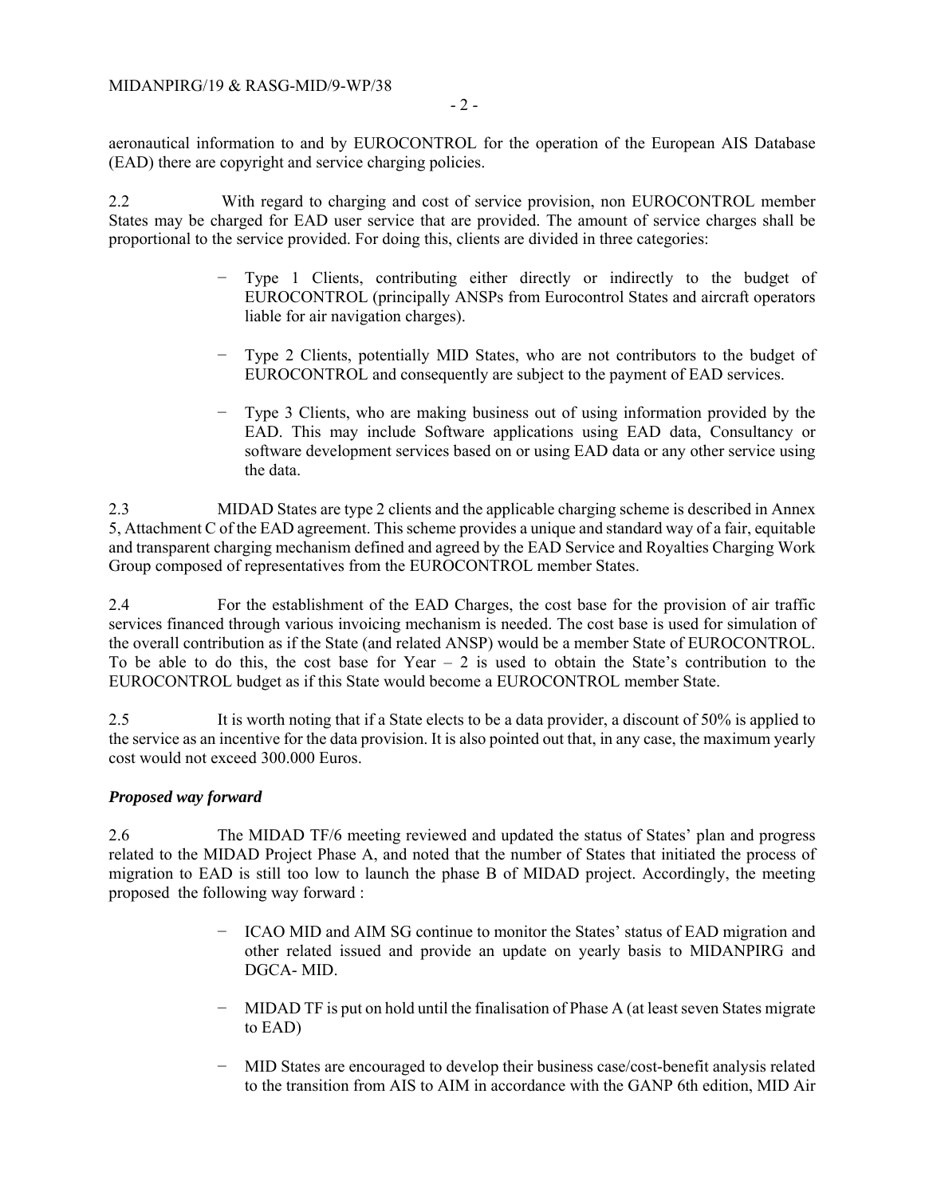aeronautical information to and by EUROCONTROL for the operation of the European AIS Database (EAD) there are copyright and service charging policies.

2.2 With regard to charging and cost of service provision, non EUROCONTROL member States may be charged for EAD user service that are provided. The amount of service charges shall be proportional to the service provided. For doing this, clients are divided in three categories:

- Type 1 Clients, contributing either directly or indirectly to the budget of EUROCONTROL (principally ANSPs from Eurocontrol States and aircraft operators liable for air navigation charges).

- Type 2 Clients, potentially MID States, who are not contributors to the budget of EUROCONTROL and consequently are subject to the payment of EAD services.

- Type 3 Clients, who are making business out of using information provided by the EAD. This may include Software applications using EAD data, Consultancy or software development services based on or using EAD data or any other service using the data.

2.3 MIDAD States are type 2 clients and the applicable charging scheme is described in Annex 5, Attachment C of the EAD agreement. This scheme provides a unique and standard way of a fair, equitable and transparent charging mechanism defined and agreed by the EAD Service and Royalties Charging Work Group composed of representatives from the EUROCONTROL member States.

2.4 For the establishment of the EAD Charges, the cost base for the provision of air traffic services financed through various invoicing mechanism is needed. The cost base is used for simulation of the overall contribution as if the State (and related ANSP) would be a member State of EUROCONTROL. To be able to do this, the cost base for Year – 2 is used to obtain the State's contribution to the EUROCONTROL budget as if this State would become a EUROCONTROL member State.

2.5 It is worth noting that if a State elects to be a data provider, a discount of 50% is applied to the service as an incentive for the data provision. It is also pointed out that, in any case, the maximum yearly cost would not exceed 300.000 Euros.

***Proposed way forward***

2.6 The MIDAD TF/6 meeting reviewed and updated the status of States' plan and progress related to the MIDAD Project Phase A, and noted that the number of States that initiated the process of migration to EAD is still too low to launch the phase B of MIDAD project. Accordingly, the meeting proposed the following way forward :

- ICAO MID and AIM SG continue to monitor the States' status of EAD migration and other related issued and provide an update on yearly basis to MIDANPIRG and DGCA- MID.

- MIDAD TF is put on hold until the finalisation of Phase A (at least seven States migrate to EAD)

- MID States are encouraged to develop their business case/cost-benefit analysis related to the transition from AIS to AIM in accordance with the GANP 6th edition, MID Air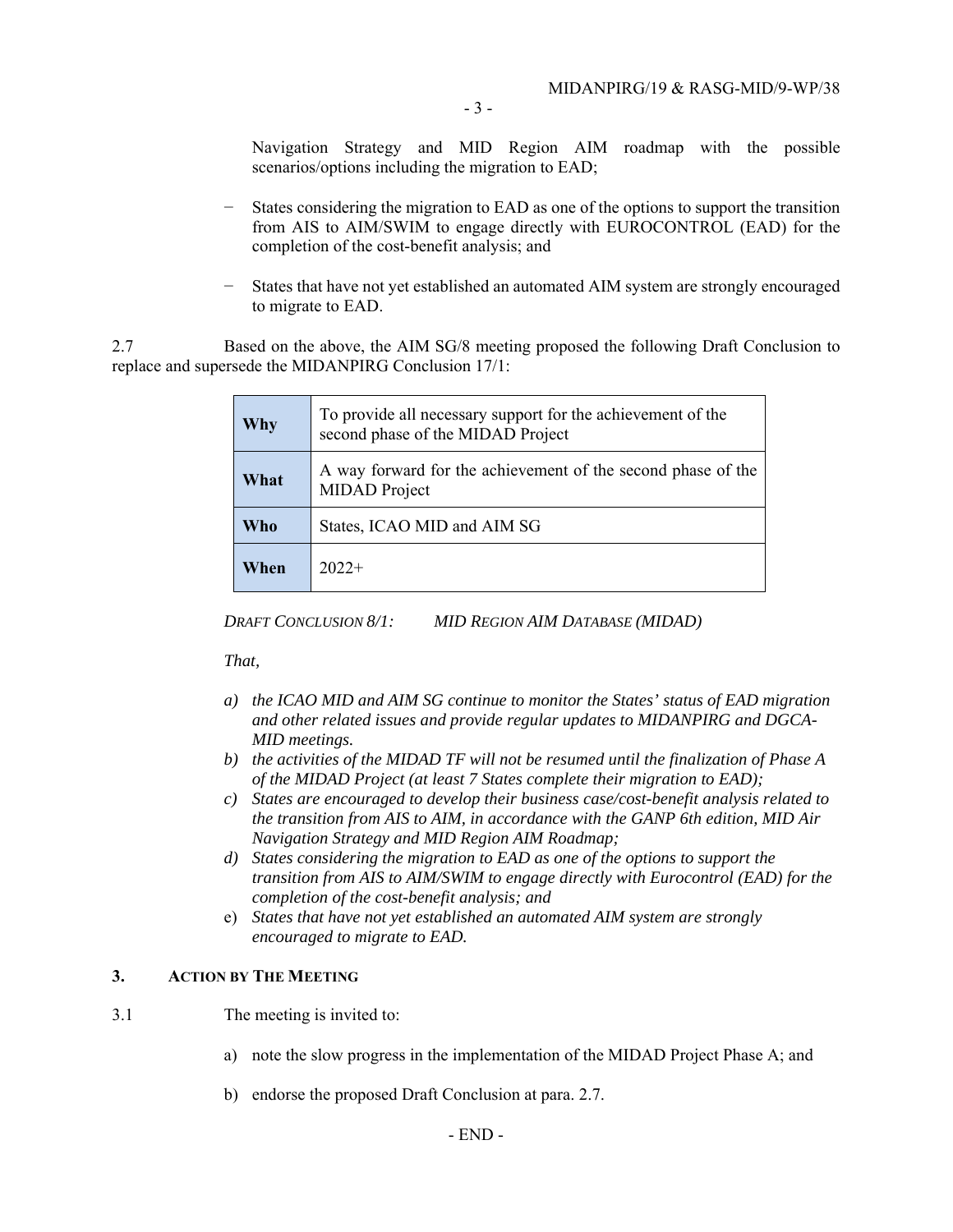Navigation Strategy and MID Region AIM roadmap with the possible scenarios/options including the migration to EAD;

- States considering the migration to EAD as one of the options to support the transition from AIS to AIM/SWIM to engage directly with EUROCONTROL (EAD) for the completion of the cost-benefit analysis; and
- States that have not yet established an automated AIM system are strongly encouraged to migrate to EAD.

2.7 Based on the above, the AIM SG/8 meeting proposed the following Draft Conclusion to replace and supersede the MIDANPIRG Conclusion 17/1:

| | |
|---|---|
| **Why** | To provide all necessary support for the achievement of the second phase of the MIDAD Project |
| **What** | A way forward for the achievement of the second phase of the MIDAD Project |
| **Who** | States, ICAO MID and AIM SG |
| **When** | 2022+ |

*DRAFT CONCLUSION 8/1: MID REGION AIM DATABASE (MIDAD)*

*That,*

a) *the ICAO MID and AIM SG continue to monitor the States' status of EAD migration and other related issues and provide regular updates to MIDANPIRG and DGCA-MID meetings.*
b) *the activities of the MIDAD TF will not be resumed until the finalization of Phase A of the MIDAD Project (at least 7 States complete their migration to EAD);*
c) *States are encouraged to develop their business case/cost-benefit analysis related to the transition from AIS to AIM, in accordance with the GANP 6th edition, MID Air Navigation Strategy and MID Region AIM Roadmap;*
d) *States considering the migration to EAD as one of the options to support the transition from AIS to AIM/SWIM to engage directly with Eurocontrol (EAD) for the completion of the cost-benefit analysis; and*
e) *States that have not yet established an automated AIM system are strongly encouraged to migrate to EAD.*

## 3. ACTION BY THE MEETING

3.1 The meeting is invited to:

a) note the slow progress in the implementation of the MIDAD Project Phase A; and

b) endorse the proposed Draft Conclusion at para. 2.7.

- END -